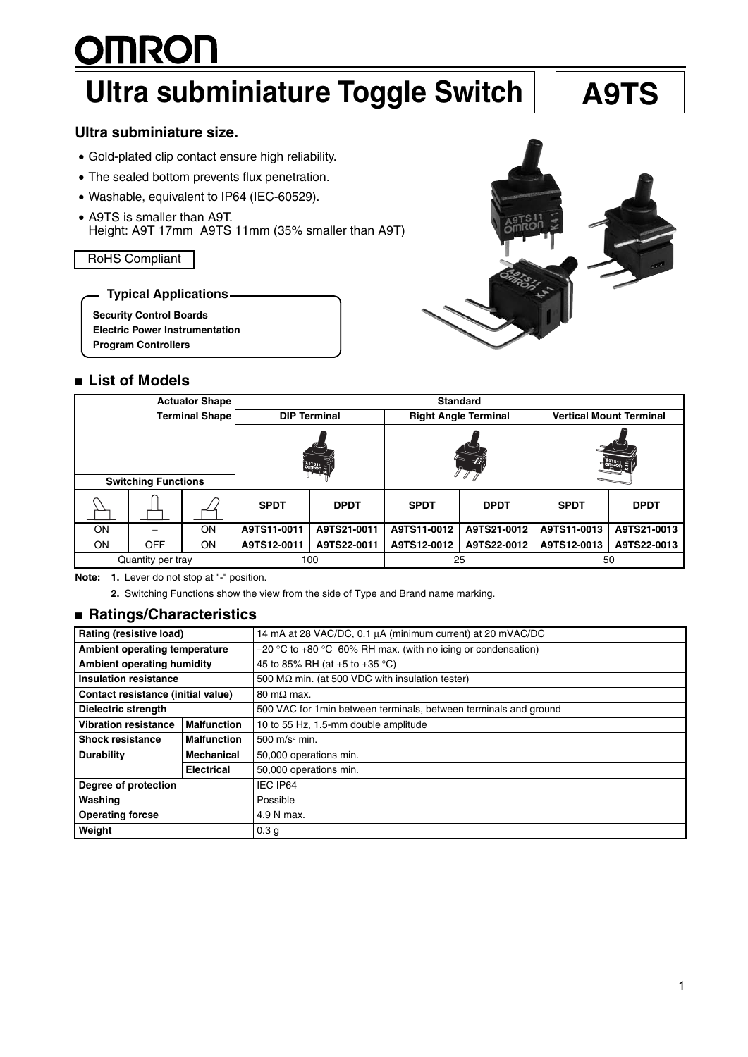# OMRON

# Ultra subminiature Toggle Switch

# A9TS

### Ultra subminiature size.

- Gold-plated clip contact ensure high reliability.
- The sealed bottom prevents flux penetration.
- Washable, equivalent to IP64 (IEC-60529).
- A9TS is smaller than A9T.
  Height: A9T 17mm A9TS 11mm (35% smaller than A9T)

RoHS Compliant

**Typical Applications**

**Security Control Boards**
**Electric Power Instrumentation**
**Program Controllers**

## ■ List of Models

| Actuator Shape | | | Standard | | | | | |
|---|---|---|---|---|---|---|---|---|
| Terminal Shape | | | DIP Terminal | | Right Angle Terminal | | Vertical Mount Terminal | |
| Switching Functions | | | | | | | | |
| | | | SPDT | DPDT | SPDT | DPDT | SPDT | DPDT |
| ON | – | ON | A9TS11-0011 | A9TS21-0011 | A9TS11-0012 | A9TS21-0012 | A9TS11-0013 | A9TS21-0013 |
| ON | OFF | ON | A9TS12-0011 | A9TS22-0011 | A9TS12-0012 | A9TS22-0012 | A9TS12-0013 | A9TS22-0013 |
| Quantity per tray | | | 100 | | 25 | | 50 | |

**Note:** **1.** Lever do not stop at "-" position.

**2.** Switching Functions show the view from the side of Type and Brand name marking.

## ■ Ratings/Characteristics

| Item | | Value |
|---|---|---|
| **Rating (resistive load)** | | 14 mA at 28 VAC/DC, 0.1 µA (minimum current) at 20 mVAC/DC |
| **Ambient operating temperature** | | –20 °C to +80 °C 60% RH max. (with no icing or condensation) |
| **Ambient operating humidity** | | 45 to 85% RH (at +5 to +35 °C) |
| **Insulation resistance** | | 500 MΩ min. (at 500 VDC with insulation tester) |
| **Contact resistance (initial value)** | | 80 mΩ max. |
| **Dielectric strength** | | 500 VAC for 1min between terminals, between terminals and ground |
| **Vibration resistance** | **Malfunction** | 10 to 55 Hz, 1.5-mm double amplitude |
| **Shock resistance** | **Malfunction** | 500 m/s² min. |
| **Durability** | **Mechanical** | 50,000 operations min. |
| | **Electrical** | 50,000 operations min. |
| **Degree of protection** | | IEC IP64 |
| **Washing** | | Possible |
| **Operating forcse** | | 4.9 N max. |
| **Weight** | | 0.3 g |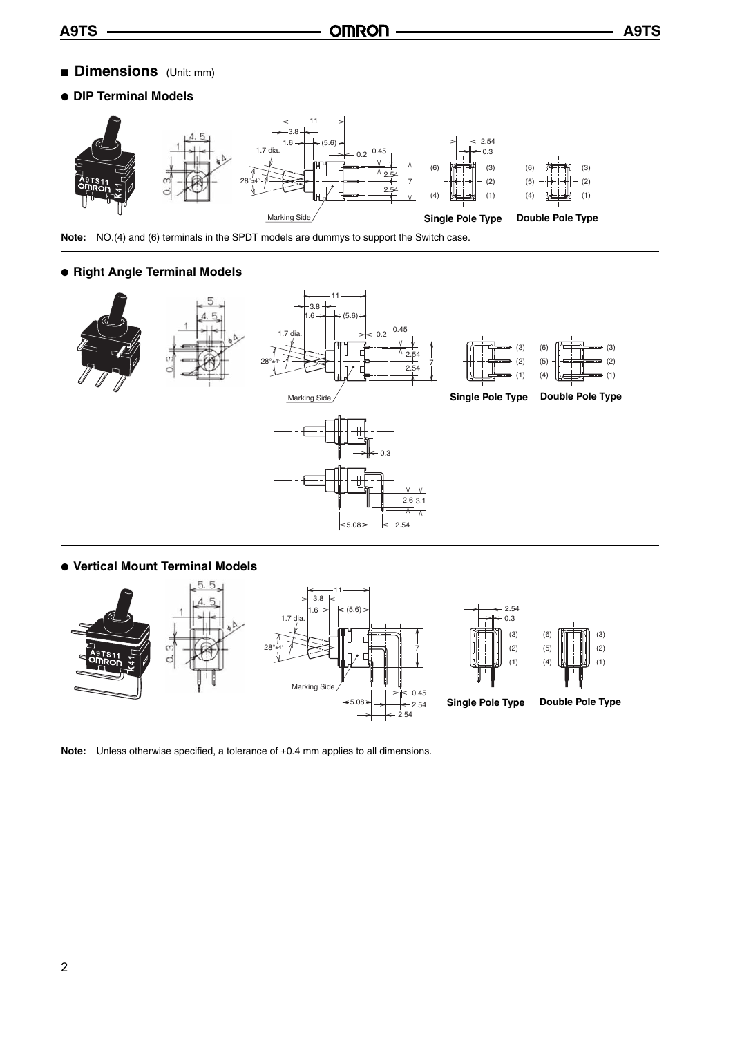## ■ Dimensions (Unit: mm)

### ● DIP Terminal Models

Single Pole Type    Double Pole Type

**Note:** NO.(4) and (6) terminals in the SPDT models are dummys to support the Switch case.

### ● Right Angle Terminal Models

Single Pole Type    Double Pole Type

### ● Vertical Mount Terminal Models

Single Pole Type    Double Pole Type

**Note:** Unless otherwise specified, a tolerance of ±0.4 mm applies to all dimensions.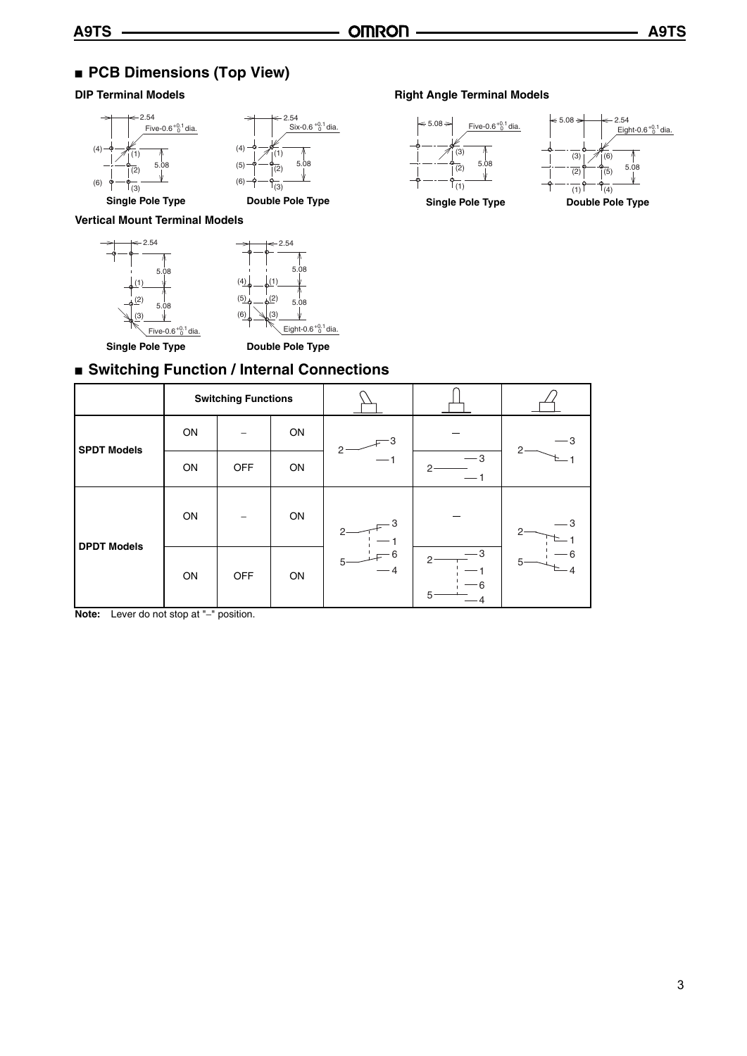## PCB Dimensions (Top View)

### DIP Terminal Models

2.54
Five-0.6 $^{+0.1}_{0}$ dia.
(4) (1) (2) (6) (3)
5.08

**Single Pole Type**

2.54
Six-0.6 $^{+0.1}_{0}$ dia.
(4) (1) (5) (2) (6) (3)
5.08

**Double Pole Type**

### Right Angle Terminal Models

5.08
Five-0.6 $^{+0.1}_{0}$ dia.
(3) (2) (1)
5.08

**Single Pole Type**

5.08
2.54
Eight-0.6 $^{+0.1}_{0}$ dia.
(3) (6) (2) (5) (1) (4)
5.08

**Double Pole Type**

### Vertical Mount Terminal Models

2.54
5.08
(1) (2) (3)
5.08
Five-0.6 $^{+0.1}_{0}$ dia.

**Single Pole Type**

2.54
5.08
(4) (1) (5) (2) (6) (3)
5.08
Eight-0.6 $^{+0.1}_{0}$ dia.

**Double Pole Type**

## Switching Function / Internal Connections

| | Switching Functions | | | (lever left) | (lever center) | (lever right) |
|---|---|---|---|---|---|---|
| SPDT Models | ON | – | ON | 2–3 | – | 2–1 |
| | ON | OFF | ON | 2–3 | 2 (3, 1 open) | 2–1 |
| DPDT Models | ON | – | ON | 2–3, 5–6 | – | 2–1, 5–4 |
| | ON | OFF | ON | 2–3, 5–6 | 2 (3, 1 open), 5 (6, 4 open) | 2–1, 5–4 |

**Note:** Lever do not stop at "–" position.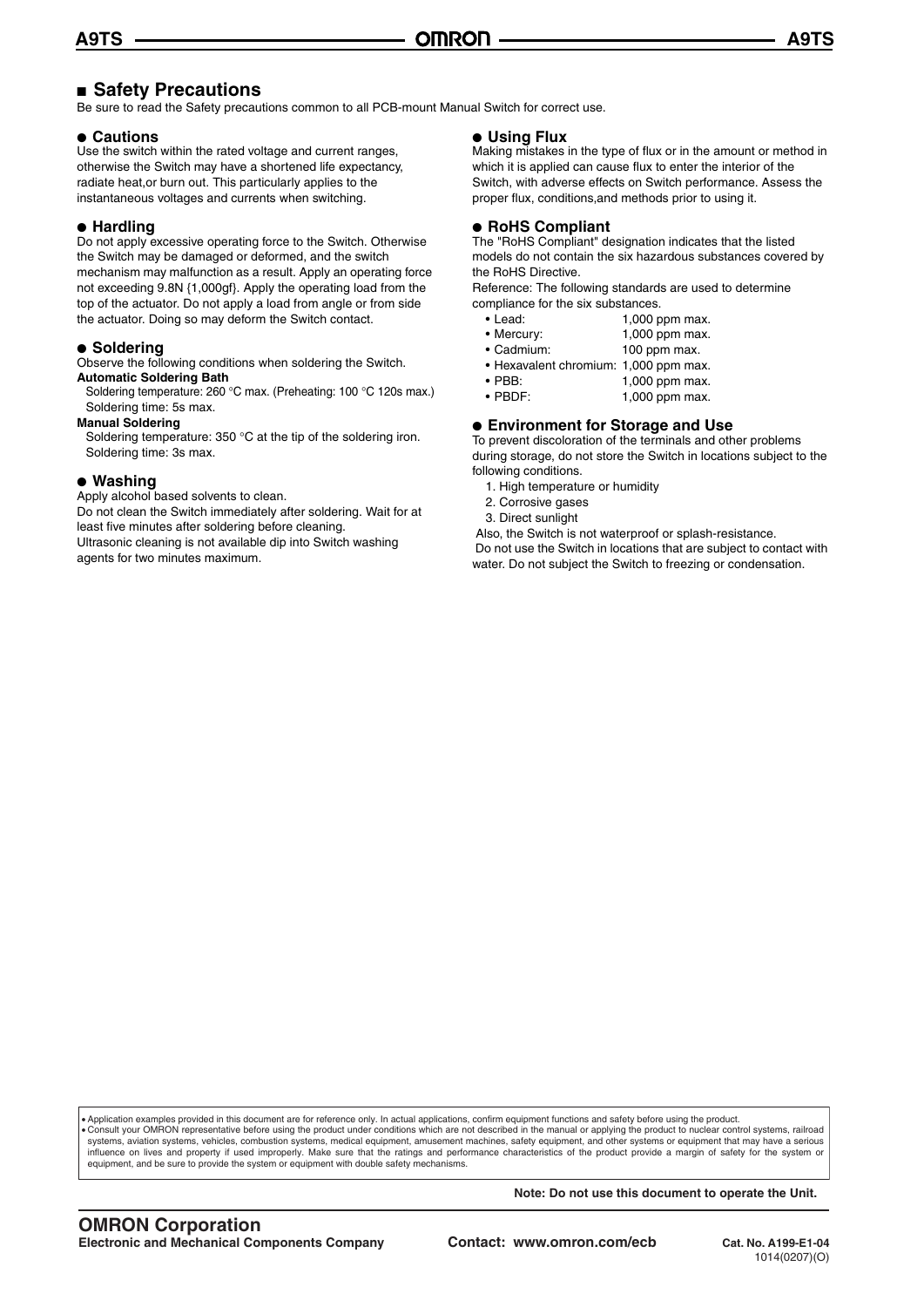## ■ Safety Precautions

Be sure to read the Safety precautions common to all PCB-mount Manual Switch for correct use.

### ● Cautions

Use the switch within the rated voltage and current ranges, otherwise the Switch may have a shortened life expectancy, radiate heat,or burn out. This particularly applies to the instantaneous voltages and currents when switching.

### ● Hardling

Do not apply excessive operating force to the Switch. Otherwise the Switch may be damaged or deformed, and the switch mechanism may malfunction as a result. Apply an operating force not exceeding 9.8N {1,000gf}. Apply the operating load from the top of the actuator. Do not apply a load from angle or from side the actuator. Doing so may deform the Switch contact.

### ● Soldering

Observe the following conditions when soldering the Switch.

**Automatic Soldering Bath**

Soldering temperature: 260 °C max. (Preheating: 100 °C 120s max.)
Soldering time: 5s max.

**Manual Soldering**

Soldering temperature: 350 °C at the tip of the soldering iron.
Soldering time: 3s max.

### ● Washing

Apply alcohol based solvents to clean.
Do not clean the Switch immediately after soldering. Wait for at least five minutes after soldering before cleaning.
Ultrasonic cleaning is not available dip into Switch washing agents for two minutes maximum.

### ● Using Flux

Making mistakes in the type of flux or in the amount or method in which it is applied can cause flux to enter the interior of the Switch, with adverse effects on Switch performance. Assess the proper flux, conditions,and methods prior to using it.

### ● RoHS Compliant

The "RoHS Compliant" designation indicates that the listed models do not contain the six hazardous substances covered by the RoHS Directive.
Reference: The following standards are used to determine compliance for the six substances.

- Lead: 1,000 ppm max.
- Mercury: 1,000 ppm max.
- Cadmium: 100 ppm max.
- Hexavalent chromium: 1,000 ppm max.
- PBB: 1,000 ppm max.
- PBDF: 1,000 ppm max.

### ● Environment for Storage and Use

To prevent discoloration of the terminals and other problems during storage, do not store the Switch in locations subject to the following conditions.

1. High temperature or humidity
2. Corrosive gases
3. Direct sunlight

Also, the Switch is not waterproof or splash-resistance.
Do not use the Switch in locations that are subject to contact with water. Do not subject the Switch to freezing or condensation.

---

- Application examples provided in this document are for reference only. In actual applications, confirm equipment functions and safety before using the product.
- Consult your OMRON representative before using the product under conditions which are not described in the manual or applying the product to nuclear control systems, railroad systems, aviation systems, vehicles, combustion systems, medical equipment, amusement machines, safety equipment, and other systems or equipment that may have a serious influence on lives and property if used improperly. Make sure that the ratings and performance characteristics of the product provide a margin of safety for the system or equipment, and be sure to provide the system or equipment with double safety mechanisms.

**Note: Do not use this document to operate the Unit.**

**OMRON Corporation**
**Electronic and Mechanical Components Company**

**Contact: www.omron.com/ecb**

**Cat. No. A199-E1-04**
1014(0207)(O)